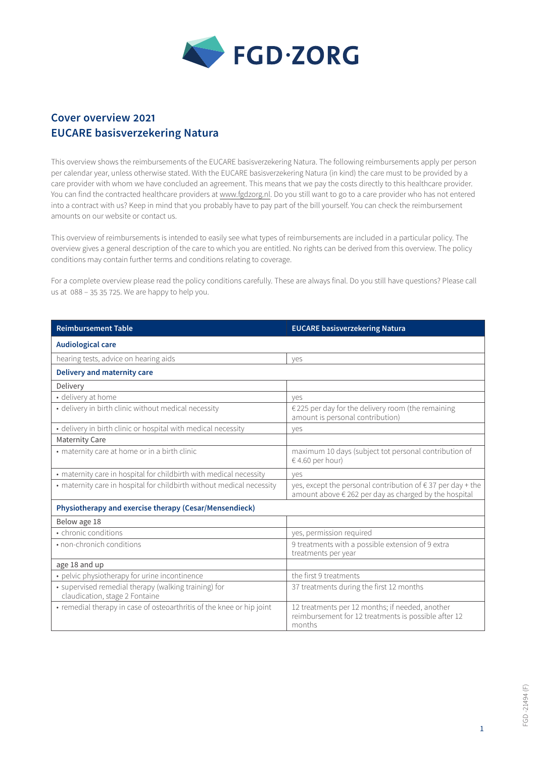FGD·ZORG

# Cover overview 2021
# EUCARE basisverzekering Natura

This overview shows the reimbursements of the EUCARE basisverzekering Natura. The following reimbursements apply per person per calendar year, unless otherwise stated. With the EUCARE basisverzekering Natura (in kind) the care must to be provided by a care provider with whom we have concluded an agreement. This means that we pay the costs directly to this healthcare provider. You can find the contracted healthcare providers at www.fgdzorg.nl. Do you still want to go to a care provider who has not entered into a contract with us? Keep in mind that you probably have to pay part of the bill yourself. You can check the reimbursement amounts on our website or contact us.

This overview of reimbursements is intended to easily see what types of reimbursements are included in a particular policy. The overview gives a general description of the care to which you are entitled. No rights can be derived from this overview. The policy conditions may contain further terms and conditions relating to coverage.

For a complete overview please read the policy conditions carefully. These are always final. Do you still have questions? Please call us at 088 – 35 35 725. We are happy to help you.

| Reimbursement Table | EUCARE basisverzekering Natura |
|---|---|
| **Audiological care** | |
| hearing tests, advice on hearing aids | yes |
| **Delivery and maternity care** | |
| Delivery | |
| • delivery at home | yes |
| • delivery in birth clinic without medical necessity | € 225 per day for the delivery room (the remaining amount is personal contribution) |
| • delivery in birth clinic or hospital with medical necessity | yes |
| Maternity Care | |
| • maternity care at home or in a birth clinic | maximum 10 days (subject tot personal contribution of € 4.60 per hour) |
| • maternity care in hospital for childbirth with medical necessity | yes |
| • maternity care in hospital for childbirth without medical necessity | yes, except the personal contribution of € 37 per day + the amount above € 262 per day as charged by the hospital |
| **Physiotherapy and exercise therapy (Cesar/Mensendieck)** | |
| Below age 18 | |
| • chronic conditions | yes, permission required |
| • non-chronich conditions | 9 treatments with a possible extension of 9 extra treatments per year |
| age 18 and up | |
| • pelvic physiotherapy for urine incontinence | the first 9 treatments |
| • supervised remedial therapy (walking training) for claudication, stage 2 Fontaine | 37 treatments during the first 12 months |
| • remedial therapy in case of osteoarthritis of the knee or hip joint | 12 treatments per 12 months; if needed, another reimbursement for 12 treatments is possible after 12 months |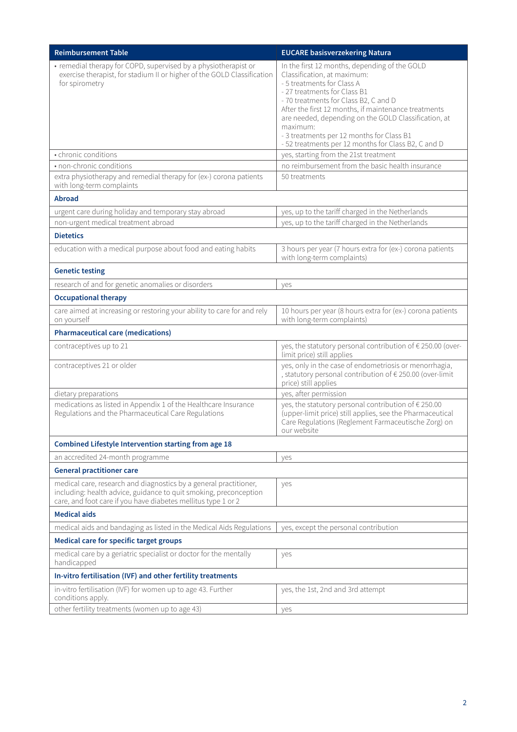| Reimbursement Table | EUCARE basisverzekering Natura |
|---|---|
| • remedial therapy for COPD, supervised by a physiotherapist or exercise therapist, for stadium II or higher of the GOLD Classification for spirometry | In the first 12 months, depending of the GOLD Classification, at maximum:<br>- 5 treatments for Class A<br>- 27 treatments for Class B1<br>- 70 treatments for Class B2, C and D<br>After the first 12 months, if maintenance treatments are needed, depending on the GOLD Classification, at maximum:<br>- 3 treatments per 12 months for Class B1<br>- 52 treatments per 12 months for Class B2, C and D |
| • chronic conditions | yes, starting from the 21st treatment |
| • non-chronic conditions | no reimbursement from the basic health insurance |
| extra physiotherapy and remedial therapy for (ex-) corona patients with long-term complaints | 50 treatments |
| **Abroad** | |
| urgent care during holiday and temporary stay abroad | yes, up to the tariff charged in the Netherlands |
| non-urgent medical treatment abroad | yes, up to the tariff charged in the Netherlands |
| **Dietetics** | |
| education with a medical purpose about food and eating habits | 3 hours per year (7 hours extra for (ex-) corona patients with long-term complaints) |
| **Genetic testing** | |
| research of and for genetic anomalies or disorders | yes |
| **Occupational therapy** | |
| care aimed at increasing or restoring your ability to care for and rely on yourself | 10 hours per year (8 hours extra for (ex-) corona patients with long-term complaints) |
| **Pharmaceutical care (medications)** | |
| contraceptives up to 21 | yes, the statutory personal contribution of € 250.00 (over-limit price) still applies |
| contraceptives 21 or older | yes, only in the case of endometriosis or menorrhagia, , statutory personal contribution of € 250.00 (over-limit price) still applies |
| dietary preparations | yes, after permission |
| medications as listed in Appendix 1 of the Healthcare Insurance Regulations and the Pharmaceutical Care Regulations | yes, the statutory personal contribution of € 250.00 (upper-limit price) still applies, see the Pharmaceutical Care Regulations (Reglement Farmaceutische Zorg) on our website |
| **Combined Lifestyle Intervention starting from age 18** | |
| an accredited 24-month programme | yes |
| **General practitioner care** | |
| medical care, research and diagnostics by a general practitioner, including: health advice, guidance to quit smoking, preconception care, and foot care if you have diabetes mellitus type 1 or 2 | yes |
| **Medical aids** | |
| medical aids and bandaging as listed in the Medical Aids Regulations | yes, except the personal contribution |
| **Medical care for specific target groups** | |
| medical care by a geriatric specialist or doctor for the mentally handicapped | yes |
| **In-vitro fertilisation (IVF) and other fertility treatments** | |
| in-vitro fertilisation (IVF) for women up to age 43. Further conditions apply. | yes, the 1st, 2nd and 3rd attempt |
| other fertility treatments (women up to age 43) | yes |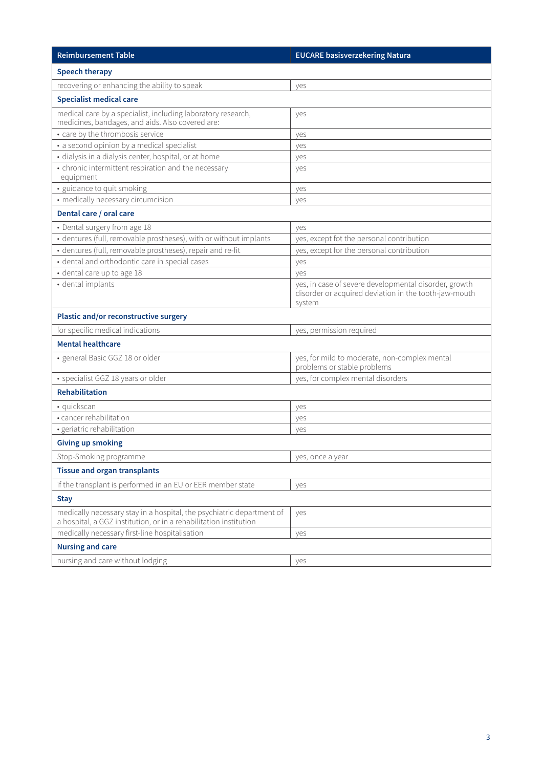| Reimbursement Table | EUCARE basisverzekering Natura |
|---|---|
| **Speech therapy** | |
| recovering or enhancing the ability to speak | yes |
| **Specialist medical care** | |
| medical care by a specialist, including laboratory research, medicines, bandages, and aids. Also covered are: | yes |
| • care by the thrombosis service | yes |
| • a second opinion by a medical specialist | yes |
| • dialysis in a dialysis center, hospital, or at home | yes |
| • chronic intermittent respiration and the necessary equipment | yes |
| • guidance to quit smoking | yes |
| • medically necessary circumcision | yes |
| **Dental care / oral care** | |
| • Dental surgery from age 18 | yes |
| • dentures (full, removable prostheses), with or without implants | yes, except fot the personal contribution |
| • dentures (full, removable prostheses), repair and re-fit | yes, except for the personal contribution |
| • dental and orthodontic care in special cases | yes |
| • dental care up to age 18 | yes |
| • dental implants | yes, in case of severe developmental disorder, growth disorder or acquired deviation in the tooth-jaw-mouth system |
| **Plastic and/or reconstructive surgery** | |
| for specific medical indications | yes, permission required |
| **Mental healthcare** | |
| • general Basic GGZ 18 or older | yes, for mild to moderate, non-complex mental problems or stable problems |
| • specialist GGZ 18 years or older | yes, for complex mental disorders |
| **Rehabilitation** | |
| • quickscan | yes |
| • cancer rehabilitation | yes |
| • geriatric rehabilitation | yes |
| **Giving up smoking** | |
| Stop-Smoking programme | yes, once a year |
| **Tissue and organ transplants** | |
| if the transplant is performed in an EU or EER member state | yes |
| **Stay** | |
| medically necessary stay in a hospital, the psychiatric department of a hospital, a GGZ institution, or in a rehabilitation institution | yes |
| medically necessary first-line hospitalisation | yes |
| **Nursing and care** | |
| nursing and care without lodging | yes |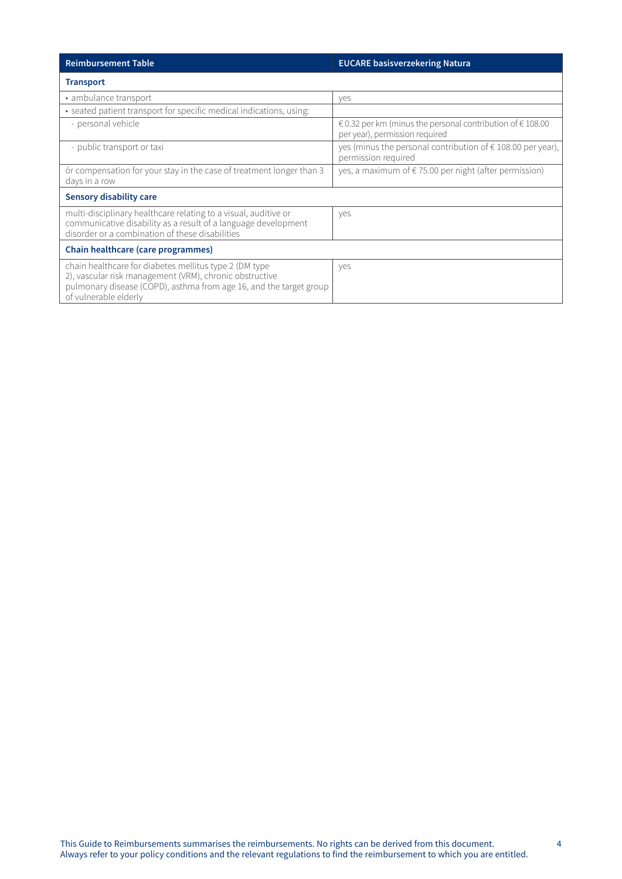| Reimbursement Table | EUCARE basisverzekering Natura |
|---|---|
| **Transport** | |
| • ambulance transport | yes |
| • seated patient transport for specific medical indications, using: | |
| - personal vehicle | € 0.32 per km (minus the personal contribution of € 108.00 per year), permission required |
| - public transport or taxi | yes (minus the personal contribution of € 108.00 per year), permission required |
| ór compensation for your stay in the case of treatment longer than 3 days in a row | yes, a maximum of € 75.00 per night (after permission) |
| **Sensory disability care** | |
| multi-disciplinary healthcare relating to a visual, auditive or communicative disability as a result of a language development disorder or a combination of these disabilities | yes |
| **Chain healthcare (care programmes)** | |
| chain healthcare for diabetes mellitus type 2 (DM type 2), vascular risk management (VRM), chronic obstructive pulmonary disease (COPD), asthma from age 16, and the target group of vulnerable elderly | yes |

This Guide to Reimbursements summarises the reimbursements. No rights can be derived from this document. Always refer to your policy conditions and the relevant regulations to find the reimbursement to which you are entitled.